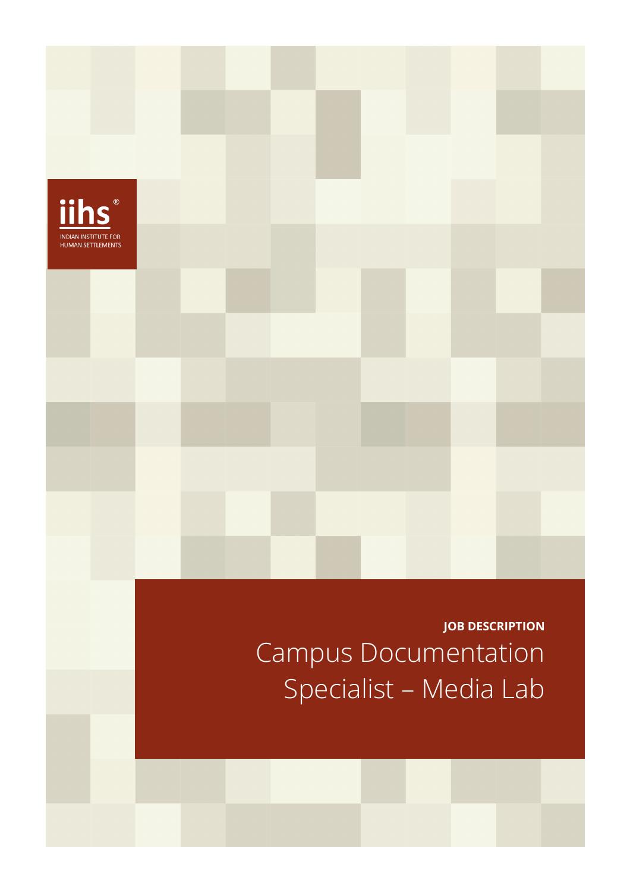iihs®

INDIAN INSTITUTE FOR HUMAN SETTLEMENTS

**JOB DESCRIPTION**

# Campus Documentation Specialist – Media Lab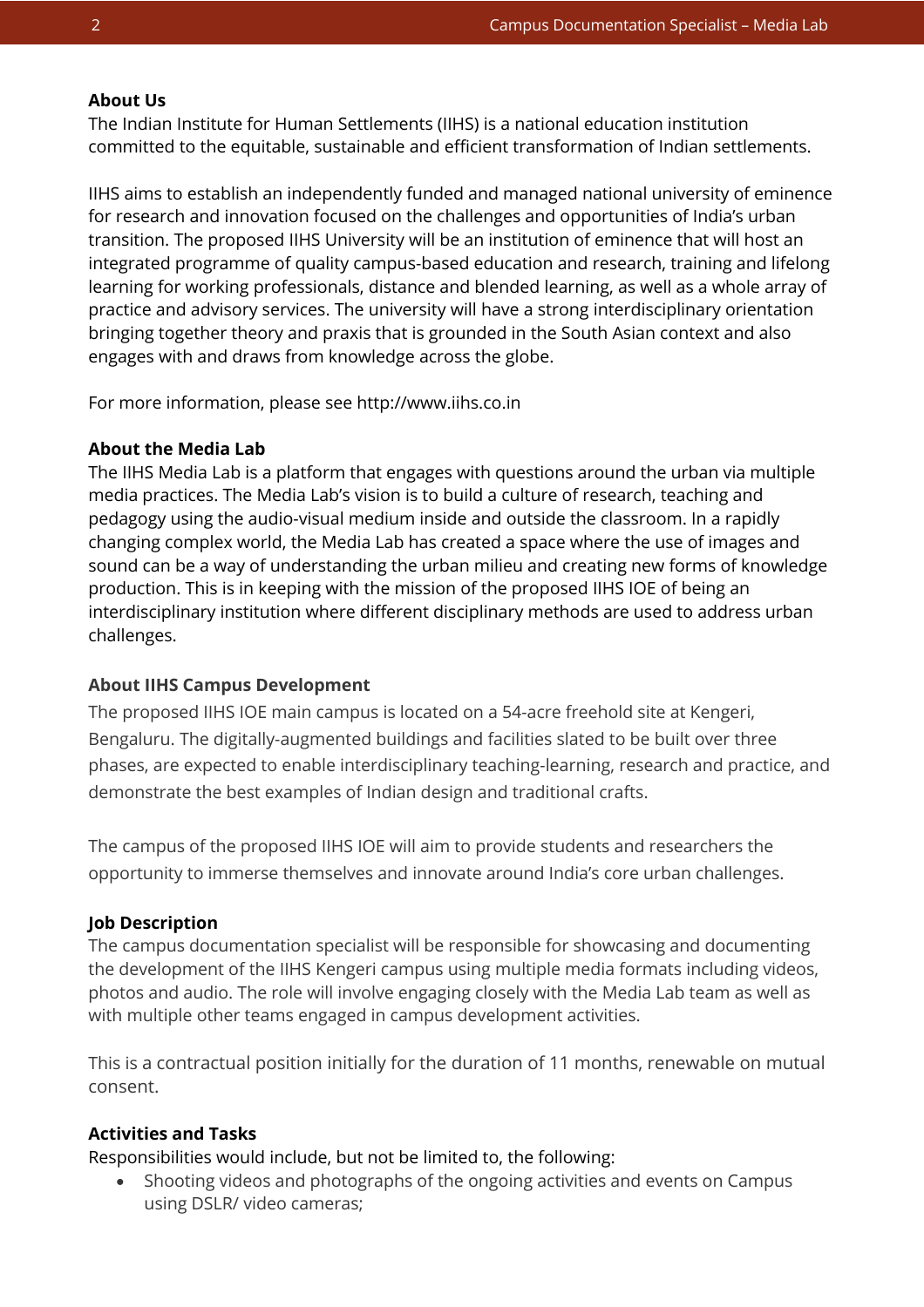## About Us

The Indian Institute for Human Settlements (IIHS) is a national education institution committed to the equitable, sustainable and efficient transformation of Indian settlements.

IIHS aims to establish an independently funded and managed national university of eminence for research and innovation focused on the challenges and opportunities of India's urban transition. The proposed IIHS University will be an institution of eminence that will host an integrated programme of quality campus-based education and research, training and lifelong learning for working professionals, distance and blended learning, as well as a whole array of practice and advisory services. The university will have a strong interdisciplinary orientation bringing together theory and praxis that is grounded in the South Asian context and also engages with and draws from knowledge across the globe.

For more information, please see http://www.iihs.co.in

## About the Media Lab

The IIHS Media Lab is a platform that engages with questions around the urban via multiple media practices. The Media Lab's vision is to build a culture of research, teaching and pedagogy using the audio-visual medium inside and outside the classroom. In a rapidly changing complex world, the Media Lab has created a space where the use of images and sound can be a way of understanding the urban milieu and creating new forms of knowledge production. This is in keeping with the mission of the proposed IIHS IOE of being an interdisciplinary institution where different disciplinary methods are used to address urban challenges.

## About IIHS Campus Development

The proposed IIHS IOE main campus is located on a 54-acre freehold site at Kengeri, Bengaluru. The digitally-augmented buildings and facilities slated to be built over three phases, are expected to enable interdisciplinary teaching-learning, research and practice, and demonstrate the best examples of Indian design and traditional crafts.

The campus of the proposed IIHS IOE will aim to provide students and researchers the opportunity to immerse themselves and innovate around India's core urban challenges.

## Job Description

The campus documentation specialist will be responsible for showcasing and documenting the development of the IIHS Kengeri campus using multiple media formats including videos, photos and audio. The role will involve engaging closely with the Media Lab team as well as with multiple other teams engaged in campus development activities.

This is a contractual position initially for the duration of 11 months, renewable on mutual consent.

## Activities and Tasks

Responsibilities would include, but not be limited to, the following:

- Shooting videos and photographs of the ongoing activities and events on Campus using DSLR/ video cameras;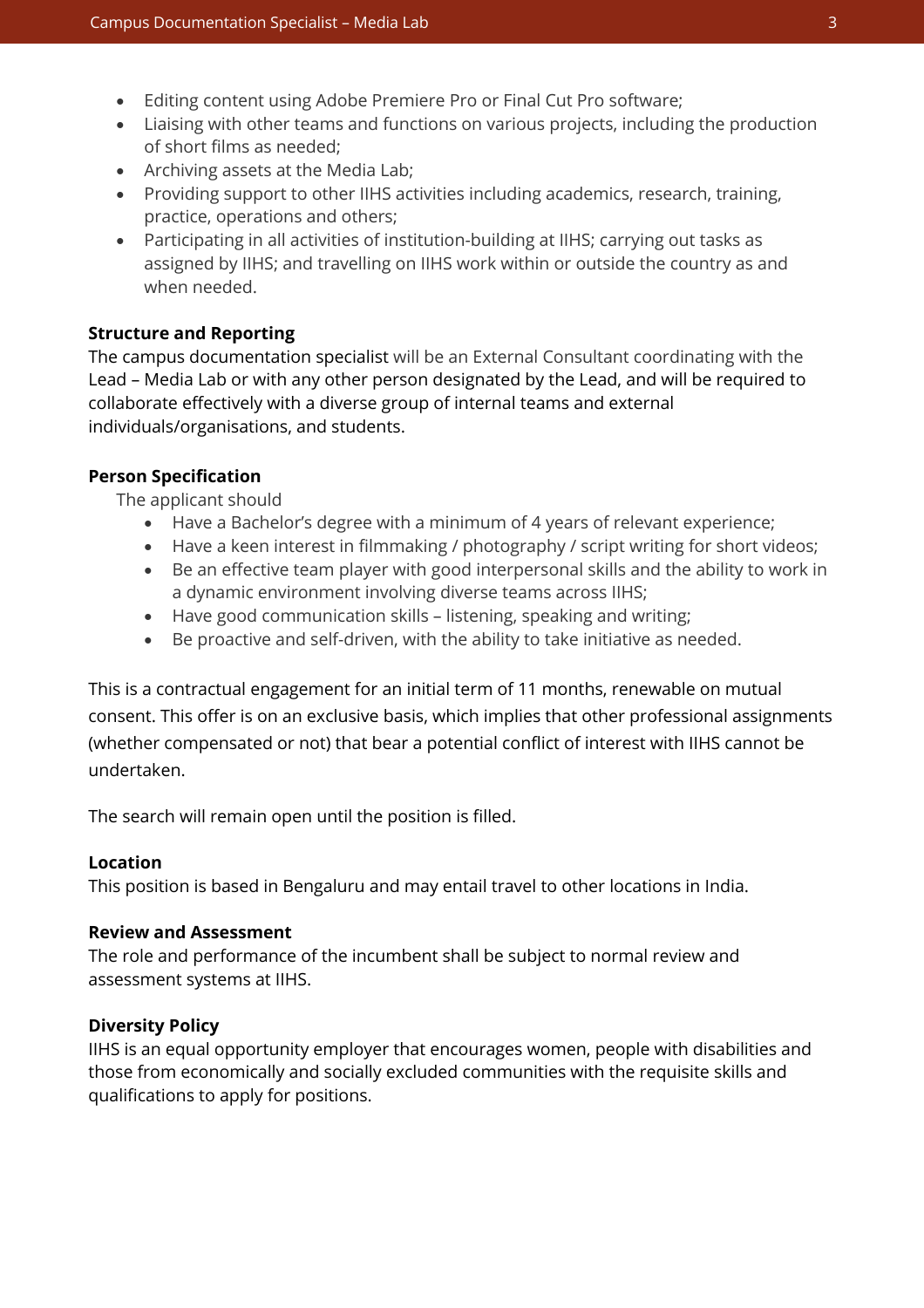- Editing content using Adobe Premiere Pro or Final Cut Pro software;
- Liaising with other teams and functions on various projects, including the production of short films as needed;
- Archiving assets at the Media Lab;
- Providing support to other IIHS activities including academics, research, training, practice, operations and others;
- Participating in all activities of institution-building at IIHS; carrying out tasks as assigned by IIHS; and travelling on IIHS work within or outside the country as and when needed.

**Structure and Reporting**

The campus documentation specialist will be an External Consultant coordinating with the Lead – Media Lab or with any other person designated by the Lead, and will be required to collaborate effectively with a diverse group of internal teams and external individuals/organisations, and students.

**Person Specification**

The applicant should

- Have a Bachelor's degree with a minimum of 4 years of relevant experience;
- Have a keen interest in filmmaking / photography / script writing for short videos;
- Be an effective team player with good interpersonal skills and the ability to work in a dynamic environment involving diverse teams across IIHS;
- Have good communication skills – listening, speaking and writing;
- Be proactive and self-driven, with the ability to take initiative as needed.

This is a contractual engagement for an initial term of 11 months, renewable on mutual consent. This offer is on an exclusive basis, which implies that other professional assignments (whether compensated or not) that bear a potential conflict of interest with IIHS cannot be undertaken.

The search will remain open until the position is filled.

**Location**

This position is based in Bengaluru and may entail travel to other locations in India.

**Review and Assessment**

The role and performance of the incumbent shall be subject to normal review and assessment systems at IIHS.

**Diversity Policy**

IIHS is an equal opportunity employer that encourages women, people with disabilities and those from economically and socially excluded communities with the requisite skills and qualifications to apply for positions.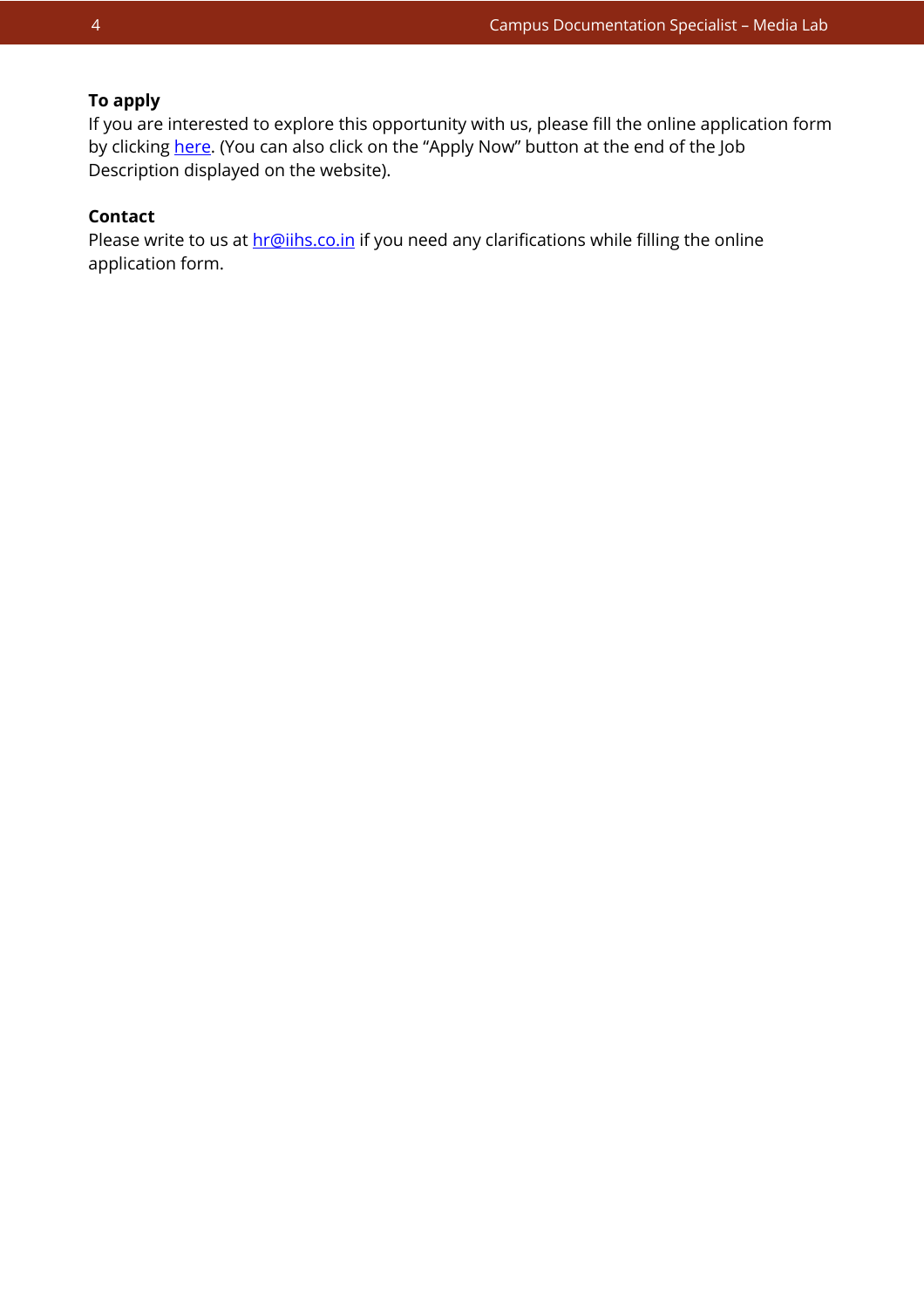**To apply**

If you are interested to explore this opportunity with us, please fill the online application form by clicking here. (You can also click on the "Apply Now" button at the end of the Job Description displayed on the website).

**Contact**

Please write to us at hr@iihs.co.in if you need any clarifications while filling the online application form.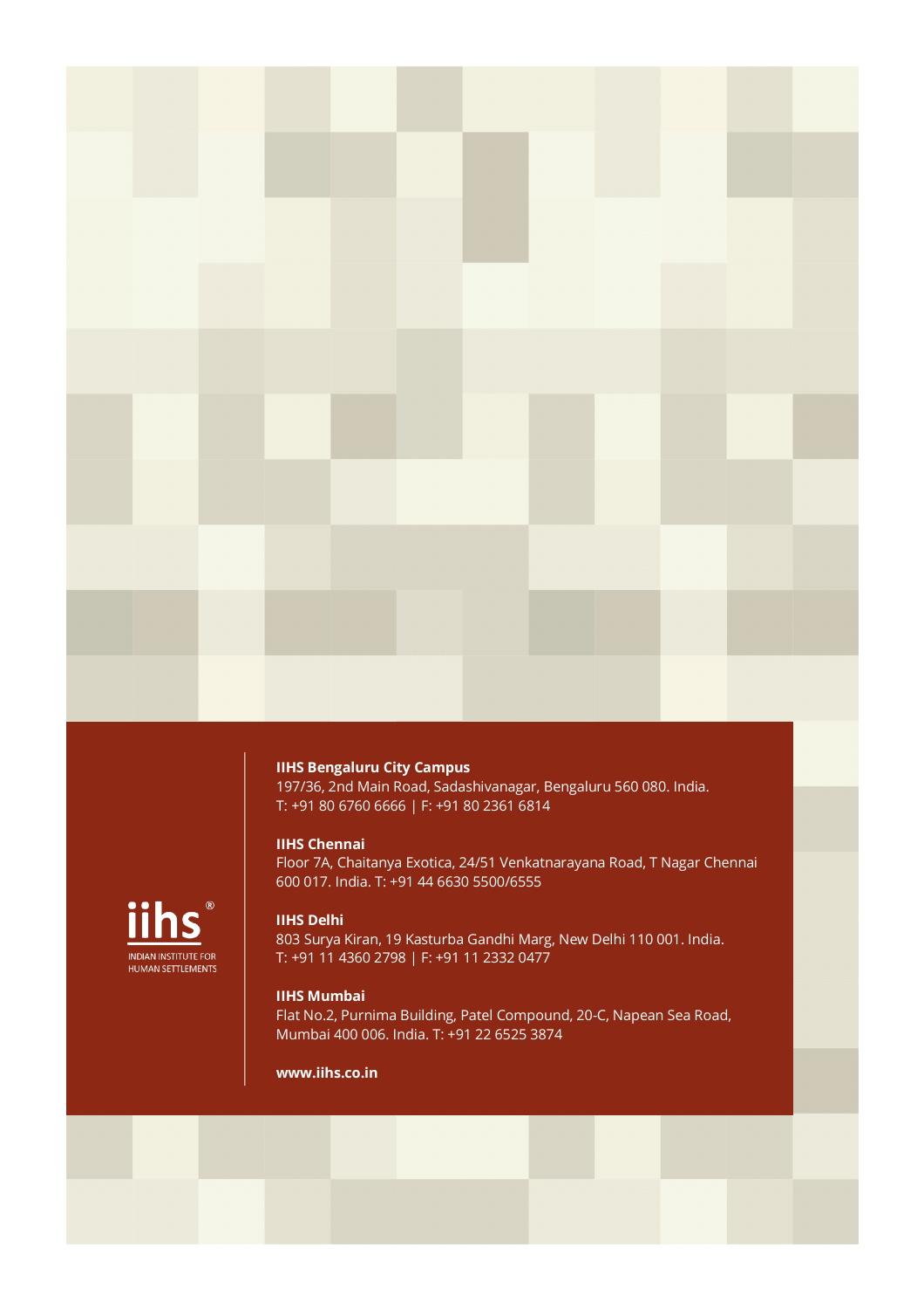iihs®
INDIAN INSTITUTE FOR
HUMAN SETTLEMENTS

**IIHS Bengaluru City Campus**
197/36, 2nd Main Road, Sadashivanagar, Bengaluru 560 080. India.
T: +91 80 6760 6666 | F: +91 80 2361 6814

**IIHS Chennai**
Floor 7A, Chaitanya Exotica, 24/51 Venkatnarayana Road, T Nagar Chennai 600 017. India. T: +91 44 6630 5500/6555

**IIHS Delhi**
803 Surya Kiran, 19 Kasturba Gandhi Marg, New Delhi 110 001. India.
T: +91 11 4360 2798 | F: +91 11 2332 0477

**IIHS Mumbai**
Flat No.2, Purnima Building, Patel Compound, 20-C, Napean Sea Road, Mumbai 400 006. India. T: +91 22 6525 3874

**www.iihs.co.in**